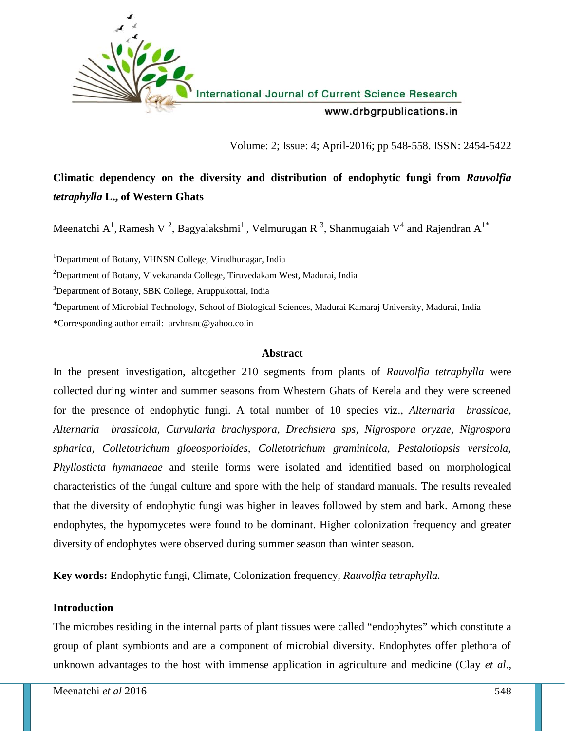# Climatic dependency on the diversity and distribution of endophytic fungi from *Rauvolfia tetraphylla* L., of Western Ghats

Meenatchi A[1], Ramesh V [2], Bagyalakshmi[1], Velmurugan R [3], Shanmugaiah V[4] and Rajendran A[1*]

[1]Department of Botany, VHNSN College, Virudhunagar, India

[2]Department of Botany, Vivekananda College, Tiruvedakam West, Madurai, India

[3]Department of Botany, SBK College, Aruppukottai, India

[4]Department of Microbial Technology, School of Biological Sciences, Madurai Kamaraj University, Madurai, India

*Corresponding author email: arvhnsnc@yahoo.co.in

## Abstract

In the present investigation, altogether 210 segments from plants of *Rauvolfia tetraphylla* were collected during winter and summer seasons from Whestern Ghats of Kerela and they were screened for the presence of endophytic fungi. A total number of 10 species viz., *Alternaria brassicae, Alternaria brassicola, Curvularia brachyspora, Drechslera sps, Nigrospora oryzae, Nigrospora spharica, Colletotrichum gloeosporioides, Colletotrichum graminicola, Pestalotiopsis versicola, Phyllosticta hymanaeae* and sterile forms were isolated and identified based on morphological characteristics of the fungal culture and spore with the help of standard manuals. The results revealed that the diversity of endophytic fungi was higher in leaves followed by stem and bark. Among these endophytes, the hypomycetes were found to be dominant. Higher colonization frequency and greater diversity of endophytes were observed during summer season than winter season.

**Key words:** Endophytic fungi, Climate, Colonization frequency, *Rauvolfia tetraphylla.*

## Introduction

The microbes residing in the internal parts of plant tissues were called "endophytes" which constitute a group of plant symbionts and are a component of microbial diversity. Endophytes offer plethora of unknown advantages to the host with immense application in agriculture and medicine (Clay *et al*.,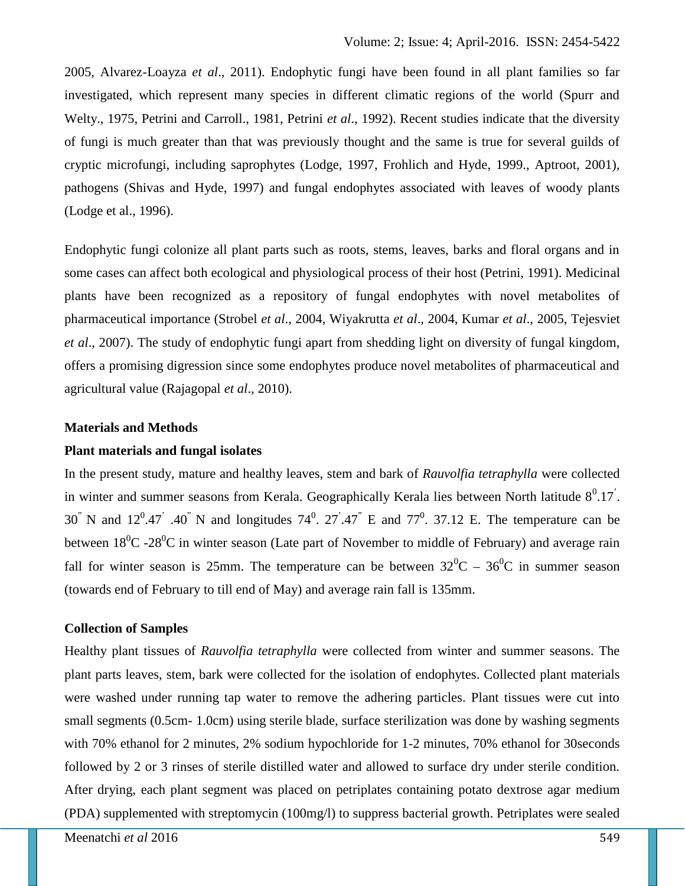2005, Alvarez-Loayza *et al*., 2011). Endophytic fungi have been found in all plant families so far investigated, which represent many species in different climatic regions of the world (Spurr and Welty., 1975, Petrini and Carroll., 1981, Petrini *et al*., 1992). Recent studies indicate that the diversity of fungi is much greater than that was previously thought and the same is true for several guilds of cryptic microfungi, including saprophytes (Lodge, 1997, Frohlich and Hyde, 1999., Aptroot, 2001), pathogens (Shivas and Hyde, 1997) and fungal endophytes associated with leaves of woody plants (Lodge et al., 1996).

Endophytic fungi colonize all plant parts such as roots, stems, leaves, barks and floral organs and in some cases can affect both ecological and physiological process of their host (Petrini, 1991). Medicinal plants have been recognized as a repository of fungal endophytes with novel metabolites of pharmaceutical importance (Strobel *et al*., 2004, Wiyakrutta *et al*., 2004, Kumar *et al*., 2005, Tejesviet *et al*., 2007). The study of endophytic fungi apart from shedding light on diversity of fungal kingdom, offers a promising digression since some endophytes produce novel metabolites of pharmaceutical and agricultural value (Rajagopal *et al*., 2010).

**Materials and Methods**

**Plant materials and fungal isolates**

In the present study, mature and healthy leaves, stem and bark of *Rauvolfia tetraphylla* were collected in winter and summer seasons from Kerala. Geographically Kerala lies between North latitude $8^0$.17'. 30" N and $12^0$.47' .40" N and longitudes $74^0$. 27'.47" E and $77^0$. 37.12 E. The temperature can be between $18^0$C -$28^0$C in winter season (Late part of November to middle of February) and average rain fall for winter season is 25mm. The temperature can be between $32^0$C – $36^0$C in summer season (towards end of February to till end of May) and average rain fall is 135mm.

**Collection of Samples**

Healthy plant tissues of *Rauvolfia tetraphylla* were collected from winter and summer seasons. The plant parts leaves, stem, bark were collected for the isolation of endophytes. Collected plant materials were washed under running tap water to remove the adhering particles. Plant tissues were cut into small segments (0.5cm- 1.0cm) using sterile blade, surface sterilization was done by washing segments with 70% ethanol for 2 minutes, 2% sodium hypochloride for 1-2 minutes, 70% ethanol for 30seconds followed by 2 or 3 rinses of sterile distilled water and allowed to surface dry under sterile condition. After drying, each plant segment was placed on petriplates containing potato dextrose agar medium (PDA) supplemented with streptomycin (100mg/l) to suppress bacterial growth. Petriplates were sealed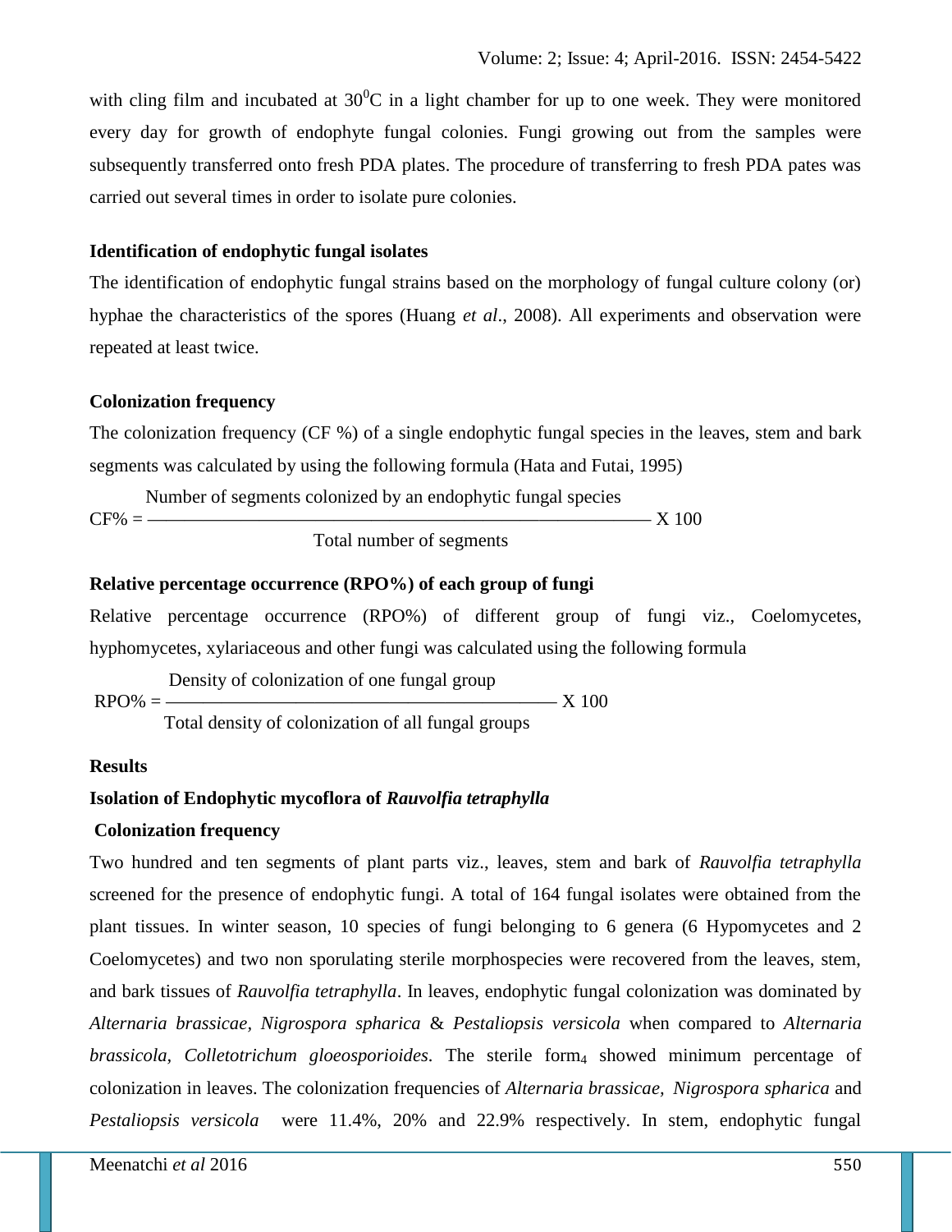with cling film and incubated at $30^0$C in a light chamber for up to one week. They were monitored every day for growth of endophyte fungal colonies. Fungi growing out from the samples were subsequently transferred onto fresh PDA plates. The procedure of transferring to fresh PDA pates was carried out several times in order to isolate pure colonies.

### Identification of endophytic fungal isolates

The identification of endophytic fungal strains based on the morphology of fungal culture colony (or) hyphae the characteristics of the spores (Huang *et al*., 2008). All experiments and observation were repeated at least twice.

### Colonization frequency

The colonization frequency (CF %) of a single endophytic fungal species in the leaves, stem and bark segments was calculated by using the following formula (Hata and Futai, 1995)

$$\text{CF\%} = \frac{\text{Number of segments colonized by an endophytic fungal species}}{\text{Total number of segments}} \times 100$$

### Relative percentage occurrence (RPO%) of each group of fungi

Relative percentage occurrence (RPO%) of different group of fungi viz., Coelomycetes, hyphomycetes, xylariaceous and other fungi was calculated using the following formula

$$\text{RPO\%} = \frac{\text{Density of colonization of one fungal group}}{\text{Total density of colonization of all fungal groups}} \times 100$$

## Results

### Isolation of Endophytic mycoflora of *Rauvolfia tetraphylla*

### Colonization frequency

Two hundred and ten segments of plant parts viz., leaves, stem and bark of *Rauvolfia tetraphylla* screened for the presence of endophytic fungi. A total of 164 fungal isolates were obtained from the plant tissues. In winter season, 10 species of fungi belonging to 6 genera (6 Hypomycetes and 2 Coelomycetes) and two non sporulating sterile morphospecies were recovered from the leaves, stem, and bark tissues of *Rauvolfia tetraphylla*. In leaves, endophytic fungal colonization was dominated by *Alternaria brassicae*, *Nigrospora spharica* & *Pestaliopsis versicola* when compared to *Alternaria brassicola, Colletotrichum gloeosporioides*. The sterile $\text{form}_4$ showed minimum percentage of colonization in leaves. The colonization frequencies of *Alternaria brassicae, Nigrospora spharica* and *Pestaliopsis versicola* were 11.4%, 20% and 22.9% respectively. In stem, endophytic fungal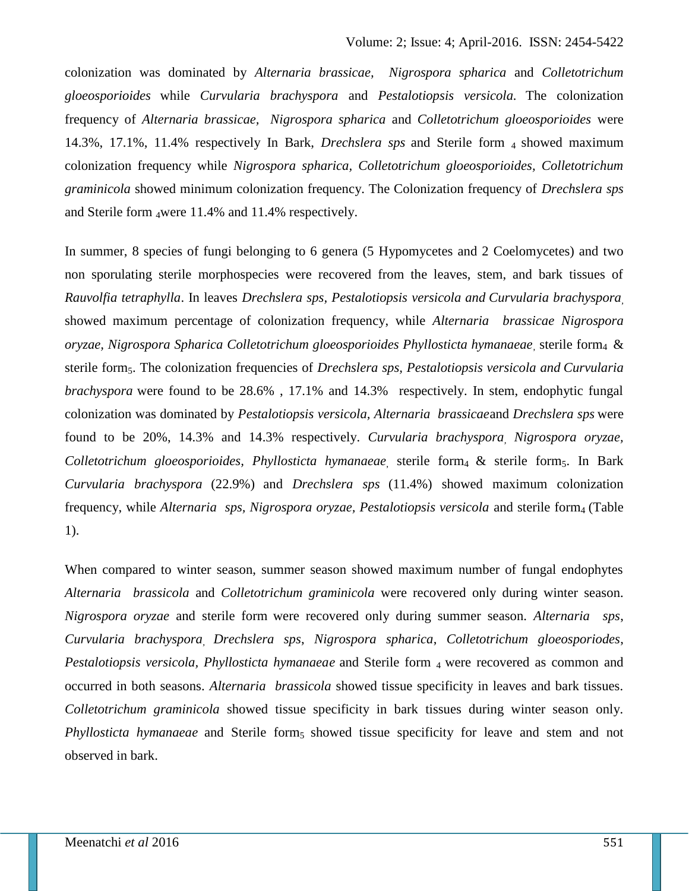colonization was dominated by *Alternaria brassicae, Nigrospora spharica* and *Colletotrichum gloeosporioides* while *Curvularia brachyspora* and *Pestalotiopsis versicola.* The colonization frequency of *Alternaria brassicae, Nigrospora spharica* and *Colletotrichum gloeosporioides* were 14.3%, 17.1%, 11.4% respectively In Bark, *Drechslera sps* and Sterile form $_4$ showed maximum colonization frequency while *Nigrospora spharica, Colletotrichum gloeosporioides, Colletotrichum graminicola* showed minimum colonization frequency. The Colonization frequency of *Drechslera sps* and Sterile form $_4$were 11.4% and 11.4% respectively.

In summer, 8 species of fungi belonging to 6 genera (5 Hypomycetes and 2 Coelomycetes) and two non sporulating sterile morphospecies were recovered from the leaves, stem, and bark tissues of *Rauvolfia tetraphylla*. In leaves *Drechslera sps, Pestalotiopsis versicola and Curvularia brachyspora*, showed maximum percentage of colonization frequency, while *Alternaria brassicae Nigrospora oryzae, Nigrospora Spharica Colletotrichum gloeosporioides Phyllosticta hymanaeae*, sterile form$_4$ & sterile form$_5$. The colonization frequencies of *Drechslera sps, Pestalotiopsis versicola and Curvularia brachyspora* were found to be 28.6% , 17.1% and 14.3% respectively. In stem, endophytic fungal colonization was dominated by *Pestalotiopsis versicola, Alternaria brassicae*and *Drechslera sps* were found to be 20%, 14.3% and 14.3% respectively. *Curvularia brachyspora, Nigrospora oryzae, Colletotrichum gloeosporioides, Phyllosticta hymanaeae*, sterile form$_4$ & sterile form$_5$. In Bark *Curvularia brachyspora* (22.9%) and *Drechslera sps* (11.4%) showed maximum colonization frequency, while *Alternaria sps, Nigrospora oryzae, Pestalotiopsis versicola* and sterile form$_4$ (Table 1).

When compared to winter season, summer season showed maximum number of fungal endophytes *Alternaria brassicola* and *Colletotrichum graminicola* were recovered only during winter season. *Nigrospora oryzae* and sterile form were recovered only during summer season. *Alternaria sps*, *Curvularia brachyspora, Drechslera sps*, *Nigrospora spharica*, *Colletotrichum gloeosporiodes*, *Pestalotiopsis versicola, Phyllosticta hymanaeae* and Sterile form $_4$ were recovered as common and occurred in both seasons. *Alternaria brassicola* showed tissue specificity in leaves and bark tissues. *Colletotrichum graminicola* showed tissue specificity in bark tissues during winter season only. *Phyllosticta hymanaeae* and Sterile form$_5$ showed tissue specificity for leave and stem and not observed in bark.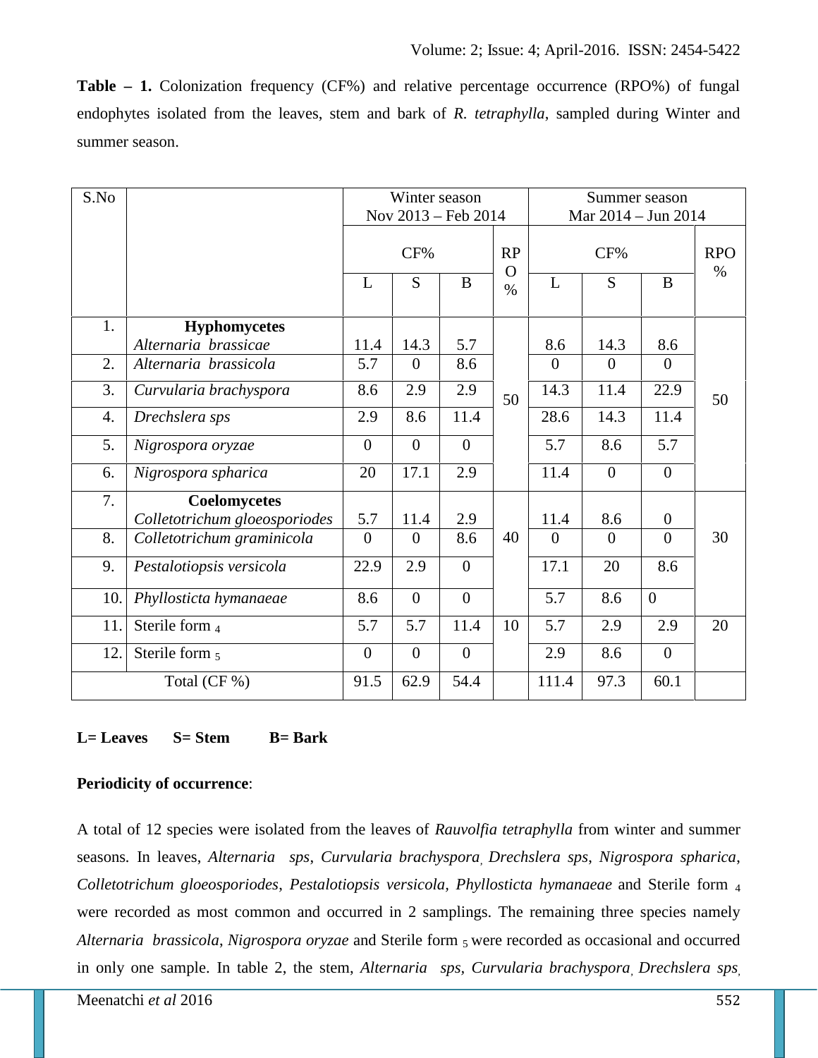**Table – 1.** Colonization frequency (CF%) and relative percentage occurrence (RPO%) of fungal endophytes isolated from the leaves, stem and bark of *R. tetraphylla*, sampled during Winter and summer season.

| S.No | | Winter season Nov 2013 – Feb 2014 | | | | Summer season Mar 2014 – Jun 2014 | | | |
|---|---|---|---|---|---|---|---|---|---|
| | | CF% | | | RPO % | CF% | | | RPO % |
| | | L | S | B | | L | S | B | |
| 1. | **Hyphomycetes** *Alternaria brassicae* | 11.4 | 14.3 | 5.7 | 50 | 8.6 | 14.3 | 8.6 | 50 |
| 2. | *Alternaria brassicola* | 5.7 | 0 | 8.6 | | 0 | 0 | 0 | |
| 3. | *Curvularia brachyspora* | 8.6 | 2.9 | 2.9 | | 14.3 | 11.4 | 22.9 | |
| 4. | *Drechslera sps* | 2.9 | 8.6 | 11.4 | | 28.6 | 14.3 | 11.4 | |
| 5. | *Nigrospora oryzae* | 0 | 0 | 0 | | 5.7 | 8.6 | 5.7 | |
| 6. | *Nigrospora spharica* | 20 | 17.1 | 2.9 | | 11.4 | 0 | 0 | |
| 7. | **Coelomycetes** *Colletotrichum gloeosporiodes* | 5.7 | 11.4 | 2.9 | 40 | 11.4 | 8.6 | 0 | 30 |
| 8. | *Colletotrichum graminicola* | 0 | 0 | 8.6 | | 0 | 0 | 0 | |
| 9. | *Pestalotiopsis versicola* | 22.9 | 2.9 | 0 | | 17.1 | 20 | 8.6 | |
| 10. | *Phyllosticta hymanaeae* | 8.6 | 0 | 0 | | 5.7 | 8.6 | 0 | |
| 11. | Sterile form $_4$ | 5.7 | 5.7 | 11.4 | 10 | 5.7 | 2.9 | 2.9 | 20 |
| 12. | Sterile form $_5$ | 0 | 0 | 0 | | 2.9 | 8.6 | 0 | |
| Total (CF %) | | 91.5 | 62.9 | 54.4 | | 111.4 | 97.3 | 60.1 | |

**L= Leaves S= Stem B= Bark**

**Periodicity of occurrence**:

A total of 12 species were isolated from the leaves of *Rauvolfia tetraphylla* from winter and summer seasons. In leaves, *Alternaria sps*, *Curvularia brachyspora*, *Drechslera sps*, *Nigrospora spharica*, *Colletotrichum gloeosporiodes*, *Pestalotiopsis versicola*, *Phyllosticta hymanaeae* and Sterile form $_4$ were recorded as most common and occurred in 2 samplings. The remaining three species namely *Alternaria brassicola*, *Nigrospora oryzae* and Sterile form $_5$ were recorded as occasional and occurred in only one sample. In table 2, the stem, *Alternaria sps*, *Curvularia brachyspora*, *Drechslera sps*,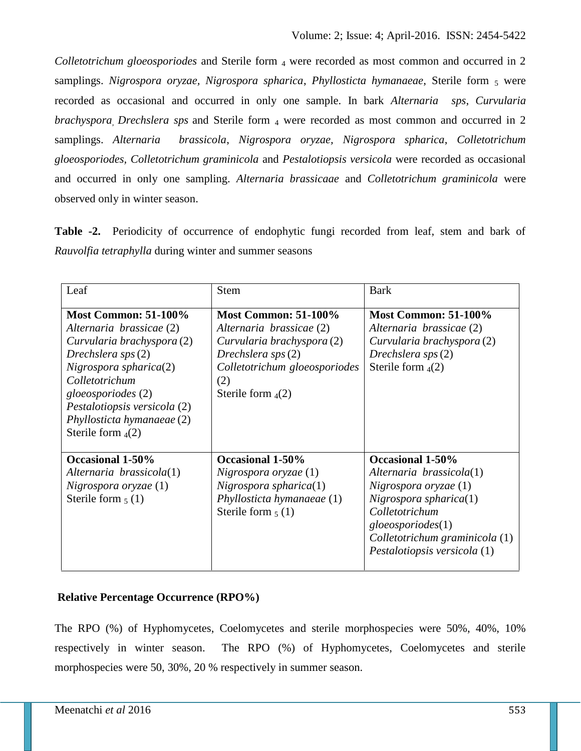*Colletotrichum gloeosporiodes* and Sterile form $_4$ were recorded as most common and occurred in 2 samplings. *Nigrospora oryzae*, *Nigrospora spharica*, *Phyllosticta hymanaeae*, Sterile form $_5$ were recorded as occasional and occurred in only one sample. In bark *Alternaria sps*, *Curvularia brachyspora*, *Drechslera sps* and Sterile form $_4$ were recorded as most common and occurred in 2 samplings. *Alternaria brassicola*, *Nigrospora oryzae*, *Nigrospora spharica*, *Colletotrichum gloeosporiodes*, *Colletotrichum graminicola* and *Pestalotiopsis versicola* were recorded as occasional and occurred in only one sampling. *Alternaria brassicaae* and *Colletotrichum graminicola* were observed only in winter season.

**Table -2.** Periodicity of occurrence of endophytic fungi recorded from leaf, stem and bark of *Rauvolfia tetraphylla* during winter and summer seasons

| Leaf | Stem | Bark |
|---|---|---|
| **Most Common: 51-100%**<br>*Alternaria brassicae* (2)<br>*Curvularia brachyspora* (2)<br>*Drechslera sps* (2)<br>*Nigrospora spharica*(2)<br>*Colletotrichum gloeosporiodes* (2)<br>*Pestalotiopsis versicola* (2)<br>*Phyllosticta hymanaeae* (2)<br>Sterile form $_4$(2) | **Most Common: 51-100%**<br>*Alternaria brassicae* (2)<br>*Curvularia brachyspora* (2)<br>*Drechslera sps* (2)<br>*Colletotrichum gloeosporiodes* (2)<br>Sterile form $_4$(2) | **Most Common: 51-100%**<br>*Alternaria brassicae* (2)<br>*Curvularia brachyspora* (2)<br>*Drechslera sps* (2)<br>Sterile form $_4$(2) |
| **Occasional 1-50%**<br>*Alternaria brassicola*(1)<br>*Nigrospora oryzae* (1)<br>Sterile form $_5$ (1) | **Occasional 1-50%**<br>*Nigrospora oryzae* (1)<br>*Nigrospora spharica*(1)<br>*Phyllosticta hymanaeae* (1)<br>Sterile form $_5$ (1) | **Occasional 1-50%**<br>*Alternaria brassicola*(1)<br>*Nigrospora oryzae* (1)<br>*Nigrospora spharica*(1)<br>*Colletotrichum gloeosporiodes*(1)<br>*Colletotrichum graminicola* (1)<br>*Pestalotiopsis versicola* (1) |

**Relative Percentage Occurrence (RPO%)**

The RPO (%) of Hyphomycetes, Coelomycetes and sterile morphospecies were 50%, 40%, 10% respectively in winter season. The RPO (%) of Hyphomycetes, Coelomycetes and sterile morphospecies were 50, 30%, 20 % respectively in summer season.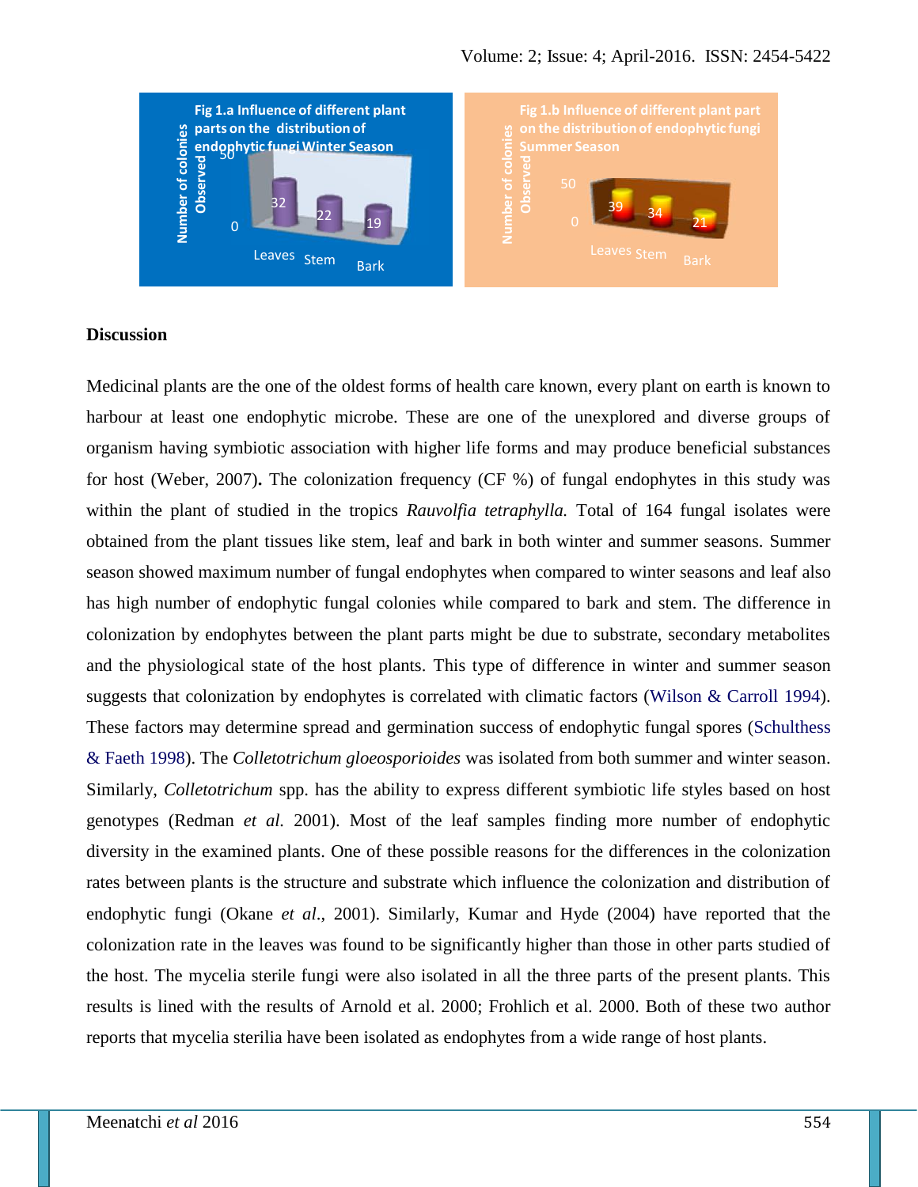Fig 1.a Influence of different plant parts on the distribution of endophytic fungi Winter Season

| | Leaves | Stem | Bark |
|---|---|---|---|
| Number of colonies Observed | 32 | 22 | 19 |

Fig 1.b Influence of different plant part on the distribution of endophytic fungi Summer Season

| | Leaves | Stem | Bark |
|---|---|---|---|
| Number of colonies Observed | 39 | 34 | 21 |

## Discussion

Medicinal plants are the one of the oldest forms of health care known, every plant on earth is known to harbour at least one endophytic microbe. These are one of the unexplored and diverse groups of organism having symbiotic association with higher life forms and may produce beneficial substances for host (Weber, 2007)**.** The colonization frequency (CF %) of fungal endophytes in this study was within the plant of studied in the tropics *Rauvolfia tetraphylla.* Total of 164 fungal isolates were obtained from the plant tissues like stem, leaf and bark in both winter and summer seasons. Summer season showed maximum number of fungal endophytes when compared to winter seasons and leaf also has high number of endophytic fungal colonies while compared to bark and stem. The difference in colonization by endophytes between the plant parts might be due to substrate, secondary metabolites and the physiological state of the host plants. This type of difference in winter and summer season suggests that colonization by endophytes is correlated with climatic factors (Wilson & Carroll 1994). These factors may determine spread and germination success of endophytic fungal spores (Schulthess & Faeth 1998). The *Colletotrichum gloeosporioides* was isolated from both summer and winter season. Similarly, *Colletotrichum* spp. has the ability to express different symbiotic life styles based on host genotypes (Redman *et al.* 2001). Most of the leaf samples finding more number of endophytic diversity in the examined plants. One of these possible reasons for the differences in the colonization rates between plants is the structure and substrate which influence the colonization and distribution of endophytic fungi (Okane *et al*., 2001). Similarly, Kumar and Hyde (2004) have reported that the colonization rate in the leaves was found to be significantly higher than those in other parts studied of the host. The mycelia sterile fungi were also isolated in all the three parts of the present plants. This results is lined with the results of Arnold et al. 2000; Frohlich et al. 2000. Both of these two author reports that mycelia sterilia have been isolated as endophytes from a wide range of host plants.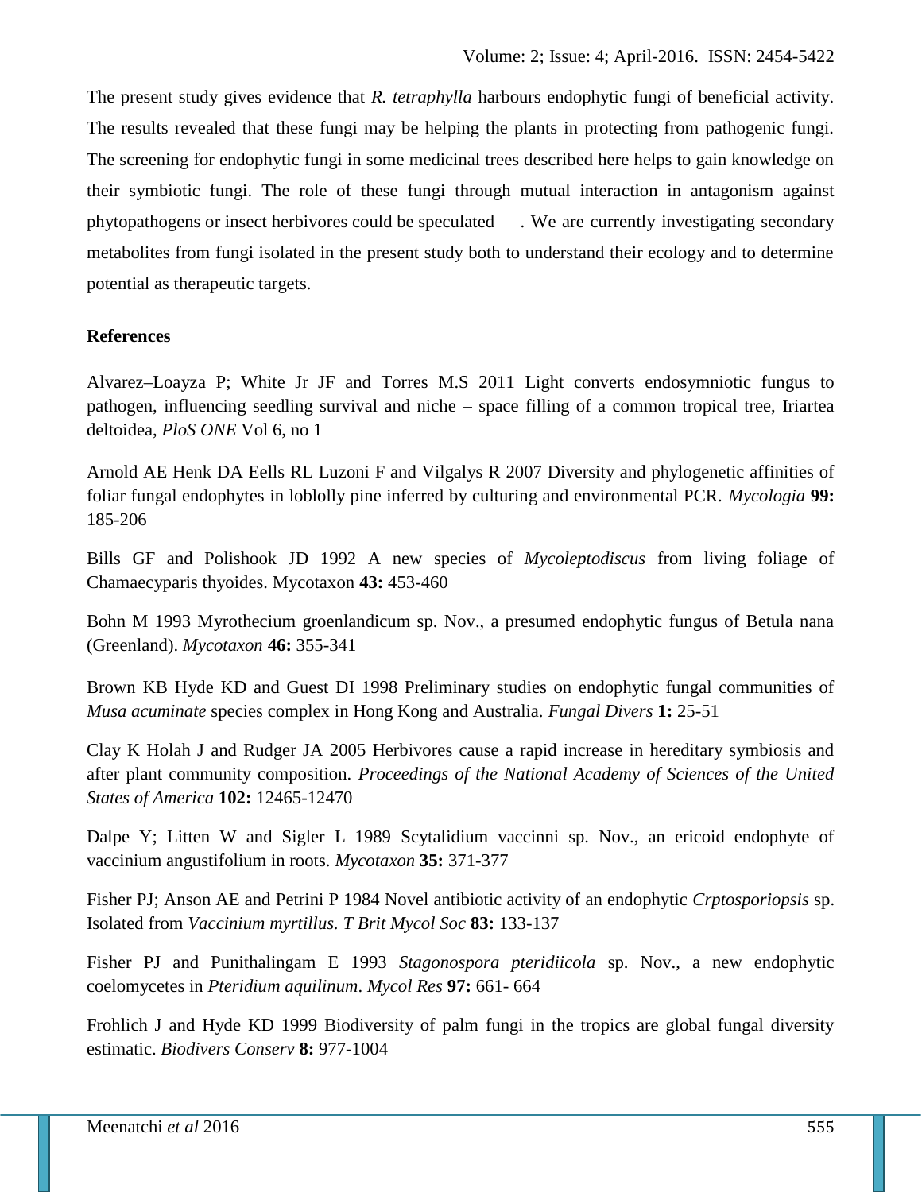The present study gives evidence that *R. tetraphylla* harbours endophytic fungi of beneficial activity. The results revealed that these fungi may be helping the plants in protecting from pathogenic fungi. The screening for endophytic fungi in some medicinal trees described here helps to gain knowledge on their symbiotic fungi. The role of these fungi through mutual interaction in antagonism against phytopathogens or insect herbivores could be speculated . We are currently investigating secondary metabolites from fungi isolated in the present study both to understand their ecology and to determine potential as therapeutic targets.

**References**

Alvarez–Loayza P; White Jr JF and Torres M.S 2011 Light converts endosymniotic fungus to pathogen, influencing seedling survival and niche – space filling of a common tropical tree, Iriartea deltoidea, *PloS ONE* Vol 6, no 1

Arnold AE Henk DA Eells RL Luzoni F and Vilgalys R 2007 Diversity and phylogenetic affinities of foliar fungal endophytes in loblolly pine inferred by culturing and environmental PCR. *Mycologia* **99:** 185-206

Bills GF and Polishook JD 1992 A new species of *Mycoleptodiscus* from living foliage of Chamaecyparis thyoides. Mycotaxon **43:** 453-460

Bohn M 1993 Myrothecium groenlandicum sp. Nov., a presumed endophytic fungus of Betula nana (Greenland). *Mycotaxon* **46:** 355-341

Brown KB Hyde KD and Guest DI 1998 Preliminary studies on endophytic fungal communities of *Musa acuminate* species complex in Hong Kong and Australia. *Fungal Divers* **1:** 25-51

Clay K Holah J and Rudger JA 2005 Herbivores cause a rapid increase in hereditary symbiosis and after plant community composition. *Proceedings of the National Academy of Sciences of the United States of America* **102:** 12465-12470

Dalpe Y; Litten W and Sigler L 1989 Scytalidium vaccinni sp. Nov., an ericoid endophyte of vaccinium angustifolium in roots. *Mycotaxon* **35:** 371-377

Fisher PJ; Anson AE and Petrini P 1984 Novel antibiotic activity of an endophytic *Crptosporiopsis* sp. Isolated from *Vaccinium myrtillus*. *T Brit Mycol Soc* **83:** 133-137

Fisher PJ and Punithalingam E 1993 *Stagonospora pteridiicola* sp. Nov., a new endophytic coelomycetes in *Pteridium aquilinum*. *Mycol Res* **97:** 661- 664

Frohlich J and Hyde KD 1999 Biodiversity of palm fungi in the tropics are global fungal diversity estimatic. *Biodivers Conserv* **8:** 977-1004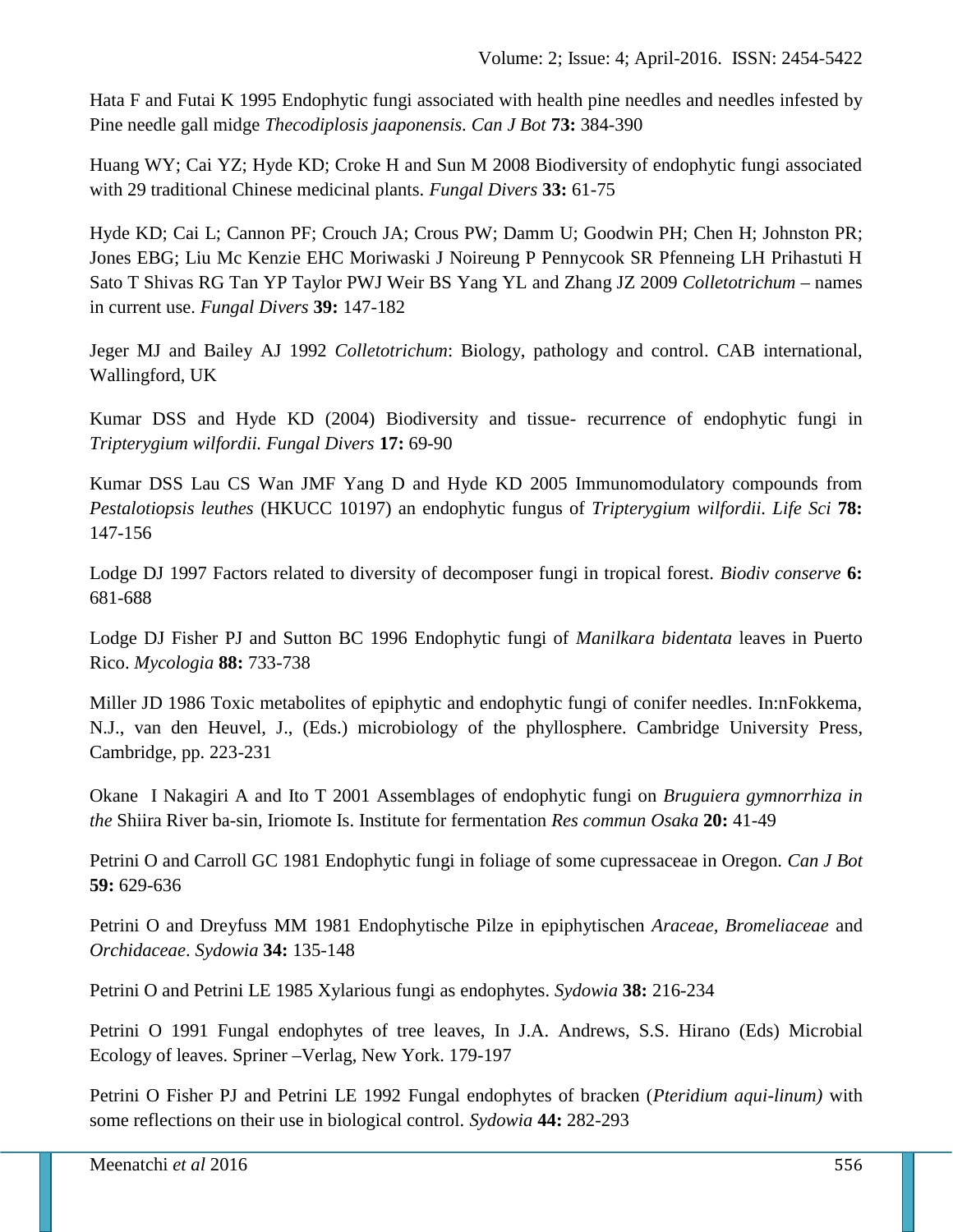Hata F and Futai K 1995 Endophytic fungi associated with health pine needles and needles infested by Pine needle gall midge *Thecodiplosis jaaponensis. Can J Bot* **73:** 384-390

Huang WY; Cai YZ; Hyde KD; Croke H and Sun M 2008 Biodiversity of endophytic fungi associated with 29 traditional Chinese medicinal plants. *Fungal Divers* **33:** 61-75

Hyde KD; Cai L; Cannon PF; Crouch JA; Crous PW; Damm U; Goodwin PH; Chen H; Johnston PR; Jones EBG; Liu Mc Kenzie EHC Moriwaski J Noireung P Pennycook SR Pfenneing LH Prihastuti H Sato T Shivas RG Tan YP Taylor PWJ Weir BS Yang YL and Zhang JZ 2009 *Colletotrichum* – names in current use. *Fungal Divers* **39:** 147-182

Jeger MJ and Bailey AJ 1992 *Colletotrichum*: Biology, pathology and control. CAB international, Wallingford, UK

Kumar DSS and Hyde KD (2004) Biodiversity and tissue- recurrence of endophytic fungi in *Tripterygium wilfordii. Fungal Divers* **17:** 69-90

Kumar DSS Lau CS Wan JMF Yang D and Hyde KD 2005 Immunomodulatory compounds from *Pestalotiopsis leuthes* (HKUCC 10197) an endophytic fungus of *Tripterygium wilfordii. Life Sci* **78:** 147-156

Lodge DJ 1997 Factors related to diversity of decomposer fungi in tropical forest. *Biodiv conserve* **6:** 681-688

Lodge DJ Fisher PJ and Sutton BC 1996 Endophytic fungi of *Manilkara bidentata* leaves in Puerto Rico. *Mycologia* **88:** 733-738

Miller JD 1986 Toxic metabolites of epiphytic and endophytic fungi of conifer needles. In:nFokkema, N.J., van den Heuvel, J., (Eds.) microbiology of the phyllosphere. Cambridge University Press, Cambridge, pp. 223-231

Okane I Nakagiri A and Ito T 2001 Assemblages of endophytic fungi on *Bruguiera gymnorrhiza in the* Shiira River ba-sin, Iriomote Is. Institute for fermentation *Res commun Osaka* **20:** 41-49

Petrini O and Carroll GC 1981 Endophytic fungi in foliage of some cupressaceae in Oregon. *Can J Bot* **59:** 629-636

Petrini O and Dreyfuss MM 1981 Endophytische Pilze in epiphytischen *Araceae*, *Bromeliaceae* and *Orchidaceae*. *Sydowia* **34:** 135-148

Petrini O and Petrini LE 1985 Xylarious fungi as endophytes. *Sydowia* **38:** 216-234

Petrini O 1991 Fungal endophytes of tree leaves, In J.A. Andrews, S.S. Hirano (Eds) Microbial Ecology of leaves. Spriner –Verlag, New York. 179-197

Petrini O Fisher PJ and Petrini LE 1992 Fungal endophytes of bracken (*Pteridium aqui-linum)* with some reflections on their use in biological control. *Sydowia* **44:** 282-293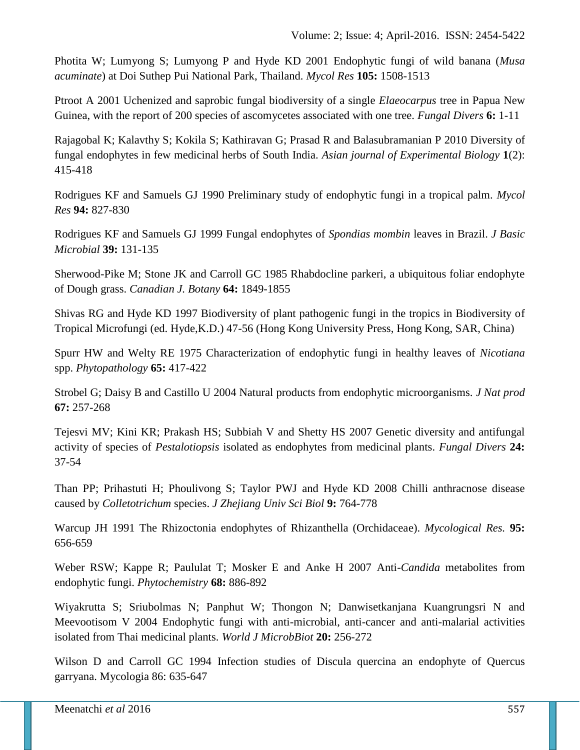Photita W; Lumyong S; Lumyong P and Hyde KD 2001 Endophytic fungi of wild banana (*Musa acuminate*) at Doi Suthep Pui National Park, Thailand. *Mycol Res* **105:** 1508-1513

Ptroot A 2001 Uchenized and saprobic fungal biodiversity of a single *Elaeocarpus* tree in Papua New Guinea, with the report of 200 species of ascomycetes associated with one tree. *Fungal Divers* **6:** 1-11

Rajagobal K; Kalavthy S; Kokila S; Kathiravan G; Prasad R and Balasubramanian P 2010 Diversity of fungal endophytes in few medicinal herbs of South India. *Asian journal of Experimental Biology* **1**(2): 415-418

Rodrigues KF and Samuels GJ 1990 Preliminary study of endophytic fungi in a tropical palm. *Mycol Res* **94:** 827-830

Rodrigues KF and Samuels GJ 1999 Fungal endophytes of *Spondias mombin* leaves in Brazil. *J Basic Microbial* **39:** 131-135

Sherwood-Pike M; Stone JK and Carroll GC 1985 Rhabdocline parkeri, a ubiquitous foliar endophyte of Dough grass. *Canadian J. Botany* **64:** 1849-1855

Shivas RG and Hyde KD 1997 Biodiversity of plant pathogenic fungi in the tropics in Biodiversity of Tropical Microfungi (ed. Hyde,K.D.) 47-56 (Hong Kong University Press, Hong Kong, SAR, China)

Spurr HW and Welty RE 1975 Characterization of endophytic fungi in healthy leaves of *Nicotiana* spp. *Phytopathology* **65:** 417-422

Strobel G; Daisy B and Castillo U 2004 Natural products from endophytic microorganisms. *J Nat prod* **67:** 257-268

Tejesvi MV; Kini KR; Prakash HS; Subbiah V and Shetty HS 2007 Genetic diversity and antifungal activity of species of *Pestalotiopsis* isolated as endophytes from medicinal plants. *Fungal Divers* **24:** 37-54

Than PP; Prihastuti H; Phoulivong S; Taylor PWJ and Hyde KD 2008 Chilli anthracnose disease caused by *Colletotrichum* species. *J Zhejiang Univ Sci Biol* **9:** 764-778

Warcup JH 1991 The Rhizoctonia endophytes of Rhizanthella (Orchidaceae). *Mycological Res.* **95:** 656-659

Weber RSW; Kappe R; Paululat T; Mosker E and Anke H 2007 Anti-*Candida* metabolites from endophytic fungi. *Phytochemistry* **68:** 886-892

Wiyakrutta S; Sriubolmas N; Panphut W; Thongon N; Danwisetkanjana Kuangrungsri N and Meevootisom V 2004 Endophytic fungi with anti-microbial, anti-cancer and anti-malarial activities isolated from Thai medicinal plants. *World J MicrobBiot* **20:** 256-272

Wilson D and Carroll GC 1994 Infection studies of Discula quercina an endophyte of Quercus garryana. Mycologia 86: 635-647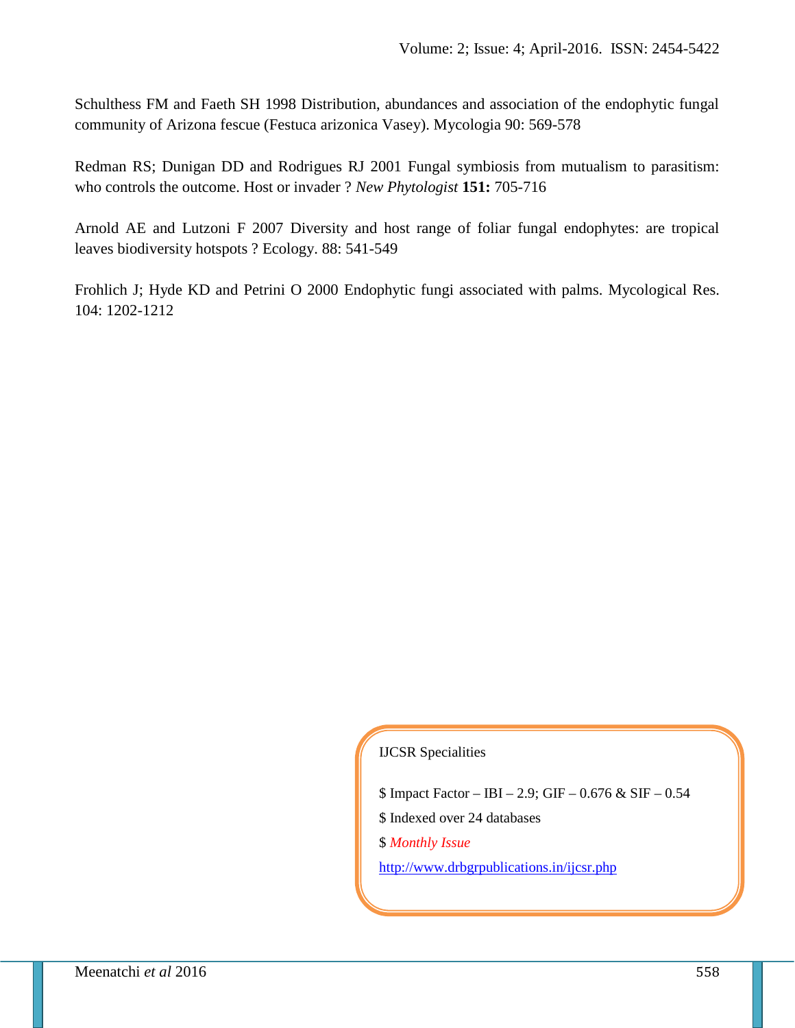Schulthess FM and Faeth SH 1998 Distribution, abundances and association of the endophytic fungal community of Arizona fescue (Festuca arizonica Vasey). Mycologia 90: 569-578

Redman RS; Dunigan DD and Rodrigues RJ 2001 Fungal symbiosis from mutualism to parasitism: who controls the outcome. Host or invader ? *New Phytologist* **151:** 705-716

Arnold AE and Lutzoni F 2007 Diversity and host range of foliar fungal endophytes: are tropical leaves biodiversity hotspots ? Ecology. 88: 541-549

Frohlich J; Hyde KD and Petrini O 2000 Endophytic fungi associated with palms. Mycological Res. 104: 1202-1212

IJCSR Specialities

$ Impact Factor – IBI – 2.9; GIF – 0.676 & SIF – 0.54

$ Indexed over 24 databases

$ *Monthly Issue*

http://www.drbgrpublications.in/ijcsr.php